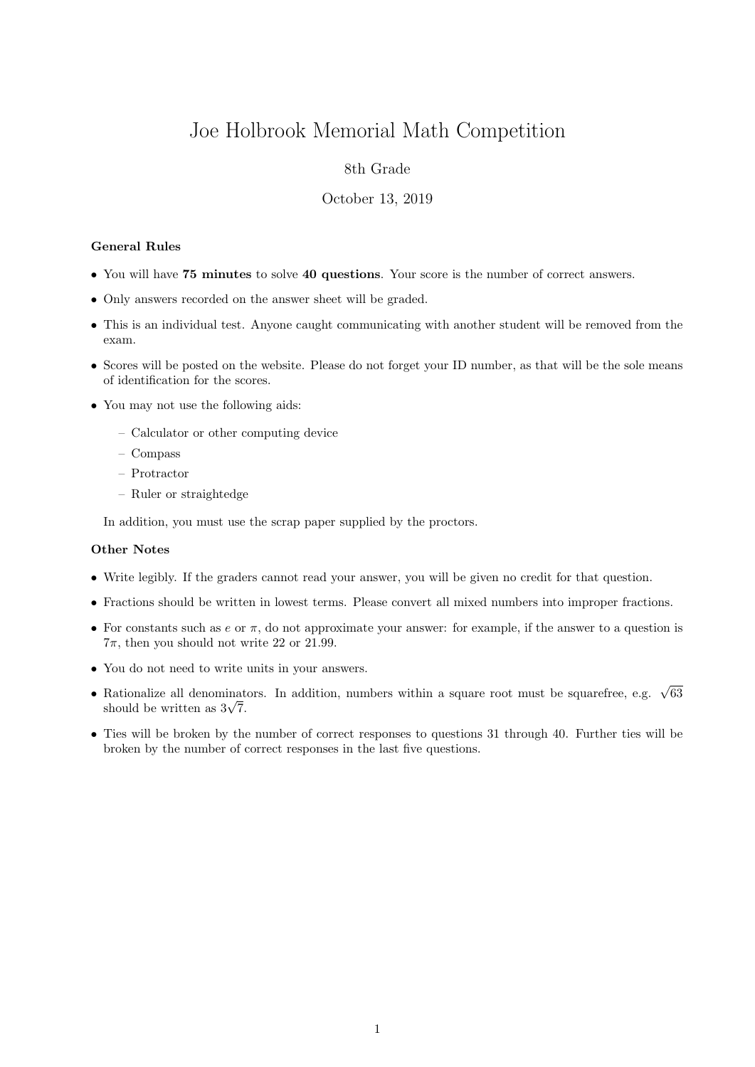# Joe Holbrook Memorial Math Competition

8th Grade

October 13, 2019

### General Rules

- You will have **75 minutes** to solve **40 questions**. Your score is the number of correct answers.
- Only answers recorded on the answer sheet will be graded.
- This is an individual test. Anyone caught communicating with another student will be removed from the exam.
- Scores will be posted on the website. Please do not forget your ID number, as that will be the sole means of identification for the scores.
- You may not use the following aids:
  - Calculator or other computing device
  - Compass
  - Protractor
  - Ruler or straightedge

  In addition, you must use the scrap paper supplied by the proctors.

### Other Notes

- Write legibly. If the graders cannot read your answer, you will be given no credit for that question.
- Fractions should be written in lowest terms. Please convert all mixed numbers into improper fractions.
- For constants such as $e$ or $\pi$, do not approximate your answer: for example, if the answer to a question is $7\pi$, then you should not write 22 or 21.99.
- You do not need to write units in your answers.
- Rationalize all denominators. In addition, numbers within a square root must be squarefree, e.g. $\sqrt{63}$ should be written as $3\sqrt{7}$.
- Ties will be broken by the number of correct responses to questions 31 through 40. Further ties will be broken by the number of correct responses in the last five questions.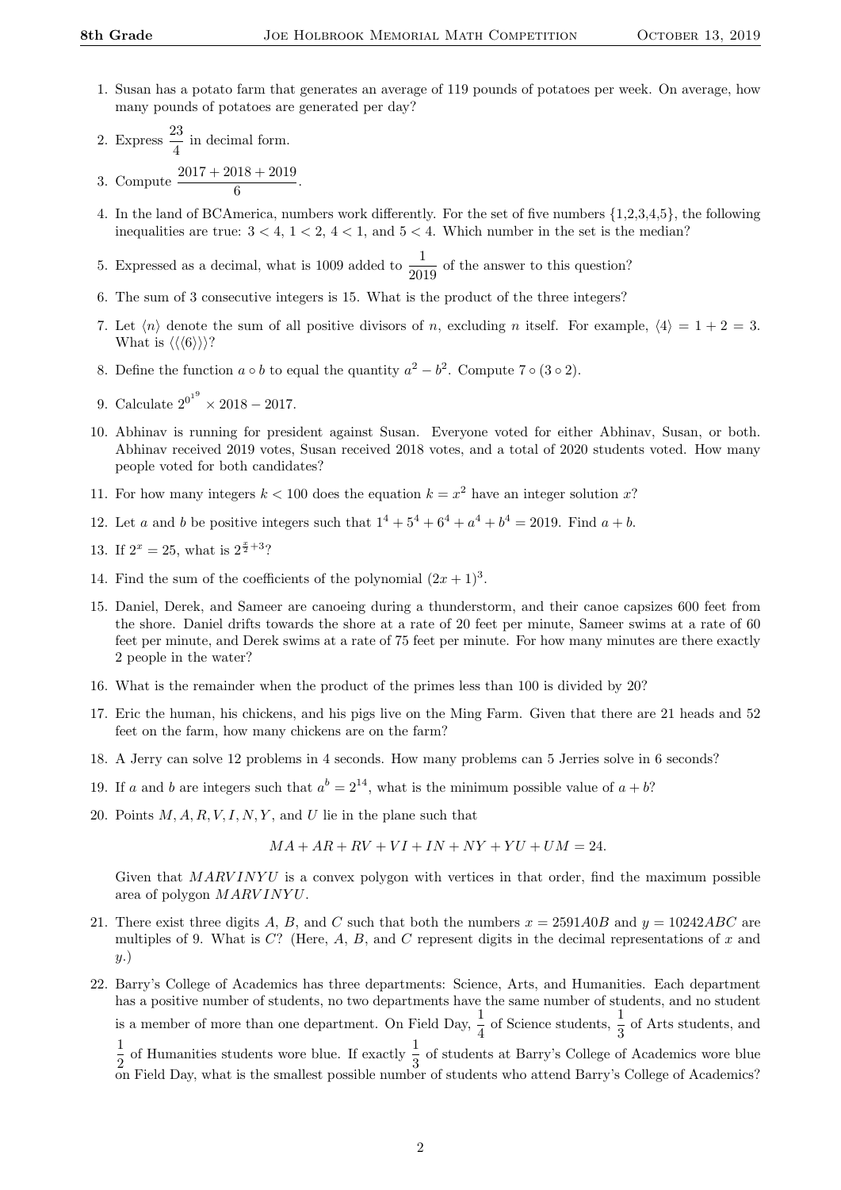1. Susan has a potato farm that generates an average of 119 pounds of potatoes per week. On average, how many pounds of potatoes are generated per day?

2. Express $\dfrac{23}{4}$ in decimal form.

3. Compute $\dfrac{2017+2018+2019}{6}$.

4. In the land of BCAmerica, numbers work differently. For the set of five numbers {1,2,3,4,5}, the following inequalities are true: $3 < 4$, $1 < 2$, $4 < 1$, and $5 < 4$. Which number in the set is the median?

5. Expressed as a decimal, what is 1009 added to $\dfrac{1}{2019}$ of the answer to this question?

6. The sum of 3 consecutive integers is 15. What is the product of the three integers?

7. Let $\langle n \rangle$ denote the sum of all positive divisors of $n$, excluding $n$ itself. For example, $\langle 4 \rangle = 1 + 2 = 3$. What is $\langle\langle\langle 6 \rangle\rangle\rangle$?

8. Define the function $a \circ b$ to equal the quantity $a^2 - b^2$. Compute $7 \circ (3 \circ 2)$.

9. Calculate $2^{0^{1^9}} \times 2018 - 2017$.

10. Abhinav is running for president against Susan. Everyone voted for either Abhinav, Susan, or both. Abhinav received 2019 votes, Susan received 2018 votes, and a total of 2020 students voted. How many people voted for both candidates?

11. For how many integers $k < 100$ does the equation $k = x^2$ have an integer solution $x$?

12. Let $a$ and $b$ be positive integers such that $1^4 + 5^4 + 6^4 + a^4 + b^4 = 2019$. Find $a + b$.

13. If $2^x = 25$, what is $2^{\frac{x}{2}+3}$?

14. Find the sum of the coefficients of the polynomial $(2x + 1)^3$.

15. Daniel, Derek, and Sameer are canoeing during a thunderstorm, and their canoe capsizes 600 feet from the shore. Daniel drifts towards the shore at a rate of 20 feet per minute, Sameer swims at a rate of 60 feet per minute, and Derek swims at a rate of 75 feet per minute. For how many minutes are there exactly 2 people in the water?

16. What is the remainder when the product of the primes less than 100 is divided by 20?

17. Eric the human, his chickens, and his pigs live on the Ming Farm. Given that there are 21 heads and 52 feet on the farm, how many chickens are on the farm?

18. A Jerry can solve 12 problems in 4 seconds. How many problems can 5 Jerries solve in 6 seconds?

19. If $a$ and $b$ are integers such that $a^b = 2^{14}$, what is the minimum possible value of $a + b$?

20. Points $M, A, R, V, I, N, Y$, and $U$ lie in the plane such that

$$MA + AR + RV + VI + IN + NY + YU + UM = 24.$$

Given that $MARVINYU$ is a convex polygon with vertices in that order, find the maximum possible area of polygon $MARVINYU$.

21. There exist three digits $A$, $B$, and $C$ such that both the numbers $x = 2591A0B$ and $y = 10242ABC$ are multiples of 9. What is $C$? (Here, $A$, $B$, and $C$ represent digits in the decimal representations of $x$ and $y$.)

22. Barry's College of Academics has three departments: Science, Arts, and Humanities. Each department has a positive number of students, no two departments have the same number of students, and no student is a member of more than one department. On Field Day, $\dfrac{1}{4}$ of Science students, $\dfrac{1}{3}$ of Arts students, and $\dfrac{1}{2}$ of Humanities students wore blue. If exactly $\dfrac{1}{3}$ of students at Barry's College of Academics wore blue on Field Day, what is the smallest possible number of students who attend Barry's College of Academics?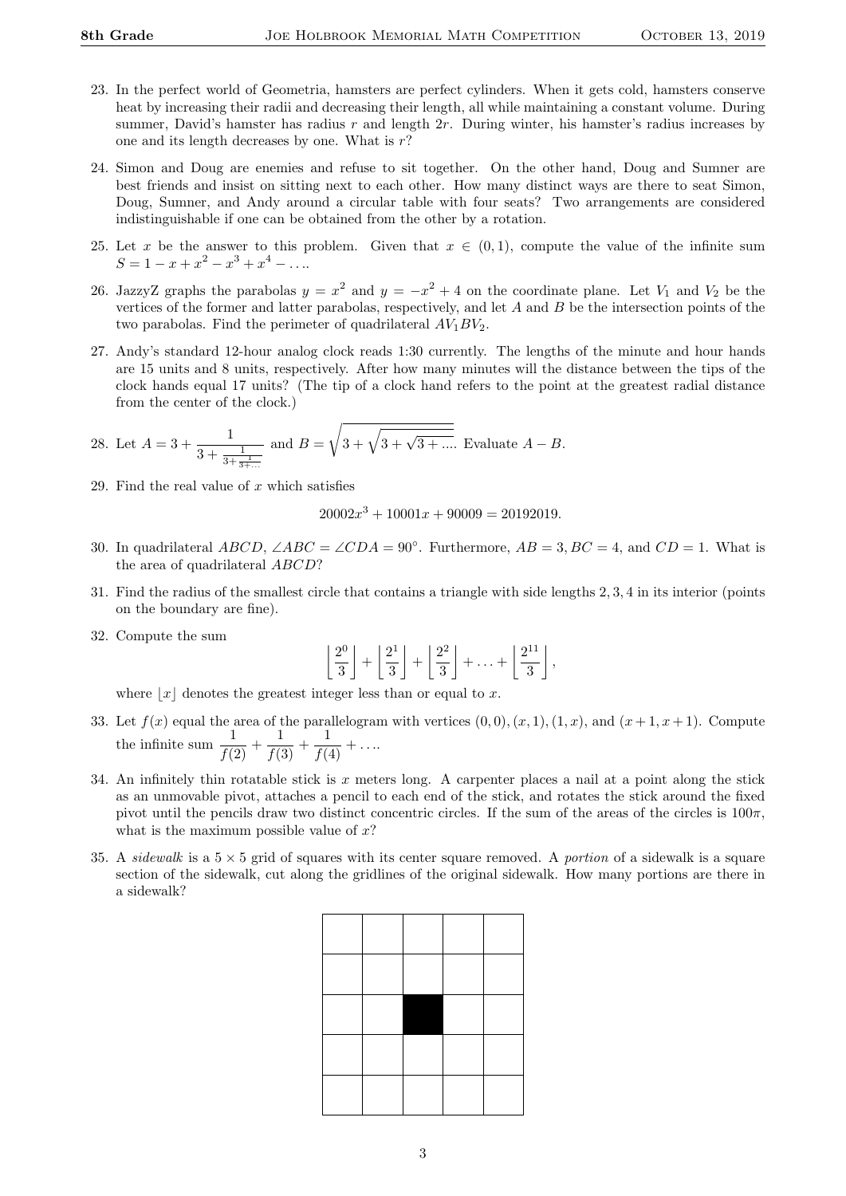23. In the perfect world of Geometria, hamsters are perfect cylinders. When it gets cold, hamsters conserve heat by increasing their radii and decreasing their length, all while maintaining a constant volume. During summer, David's hamster has radius $r$ and length $2r$. During winter, his hamster's radius increases by one and its length decreases by one. What is $r$?

24. Simon and Doug are enemies and refuse to sit together. On the other hand, Doug and Sumner are best friends and insist on sitting next to each other. How many distinct ways are there to seat Simon, Doug, Sumner, and Andy around a circular table with four seats? Two arrangements are considered indistinguishable if one can be obtained from the other by a rotation.

25. Let $x$ be the answer to this problem. Given that $x \in (0, 1)$, compute the value of the infinite sum $S = 1 - x + x^2 - x^3 + x^4 - \ldots$.

26. JazzyZ graphs the parabolas $y = x^2$ and $y = -x^2 + 4$ on the coordinate plane. Let $V_1$ and $V_2$ be the vertices of the former and latter parabolas, respectively, and let $A$ and $B$ be the intersection points of the two parabolas. Find the perimeter of quadrilateral $AV_1BV_2$.

27. Andy's standard 12-hour analog clock reads 1:30 currently. The lengths of the minute and hour hands are 15 units and 8 units, respectively. After how many minutes will the distance between the tips of the clock hands equal 17 units? (The tip of a clock hand refers to the point at the greatest radial distance from the center of the clock.)

28. Let $A = 3 + \cfrac{1}{3 + \cfrac{1}{3 + \cfrac{1}{3 + \ldots}}}$ and $B = \sqrt{3 + \sqrt{3 + \sqrt{3 + \ldots}}}$. Evaluate $A - B$.

29. Find the real value of $x$ which satisfies

$$20002x^3 + 10001x + 90009 = 20192019.$$

30. In quadrilateral $ABCD$, $\angle ABC = \angle CDA = 90^\circ$. Furthermore, $AB = 3, BC = 4$, and $CD = 1$. What is the area of quadrilateral $ABCD$?

31. Find the radius of the smallest circle that contains a triangle with side lengths 2, 3, 4 in its interior (points on the boundary are fine).

32. Compute the sum

$$\left\lfloor \frac{2^0}{3} \right\rfloor + \left\lfloor \frac{2^1}{3} \right\rfloor + \left\lfloor \frac{2^2}{3} \right\rfloor + \ldots + \left\lfloor \frac{2^{11}}{3} \right\rfloor,$$

where $\lfloor x \rfloor$ denotes the greatest integer less than or equal to $x$.

33. Let $f(x)$ equal the area of the parallelogram with vertices $(0, 0), (x, 1), (1, x)$, and $(x + 1, x + 1)$. Compute the infinite sum $\dfrac{1}{f(2)} + \dfrac{1}{f(3)} + \dfrac{1}{f(4)} + \ldots$.

34. An infinitely thin rotatable stick is $x$ meters long. A carpenter places a nail at a point along the stick as an unmovable pivot, attaches a pencil to each end of the stick, and rotates the stick around the fixed pivot until the pencils draw two distinct concentric circles. If the sum of the areas of the circles is $100\pi$, what is the maximum possible value of $x$?

35. A *sidewalk* is a $5 \times 5$ grid of squares with its center square removed. A *portion* of a sidewalk is a square section of the sidewalk, cut along the gridlines of the original sidewalk. How many portions are there in a sidewalk?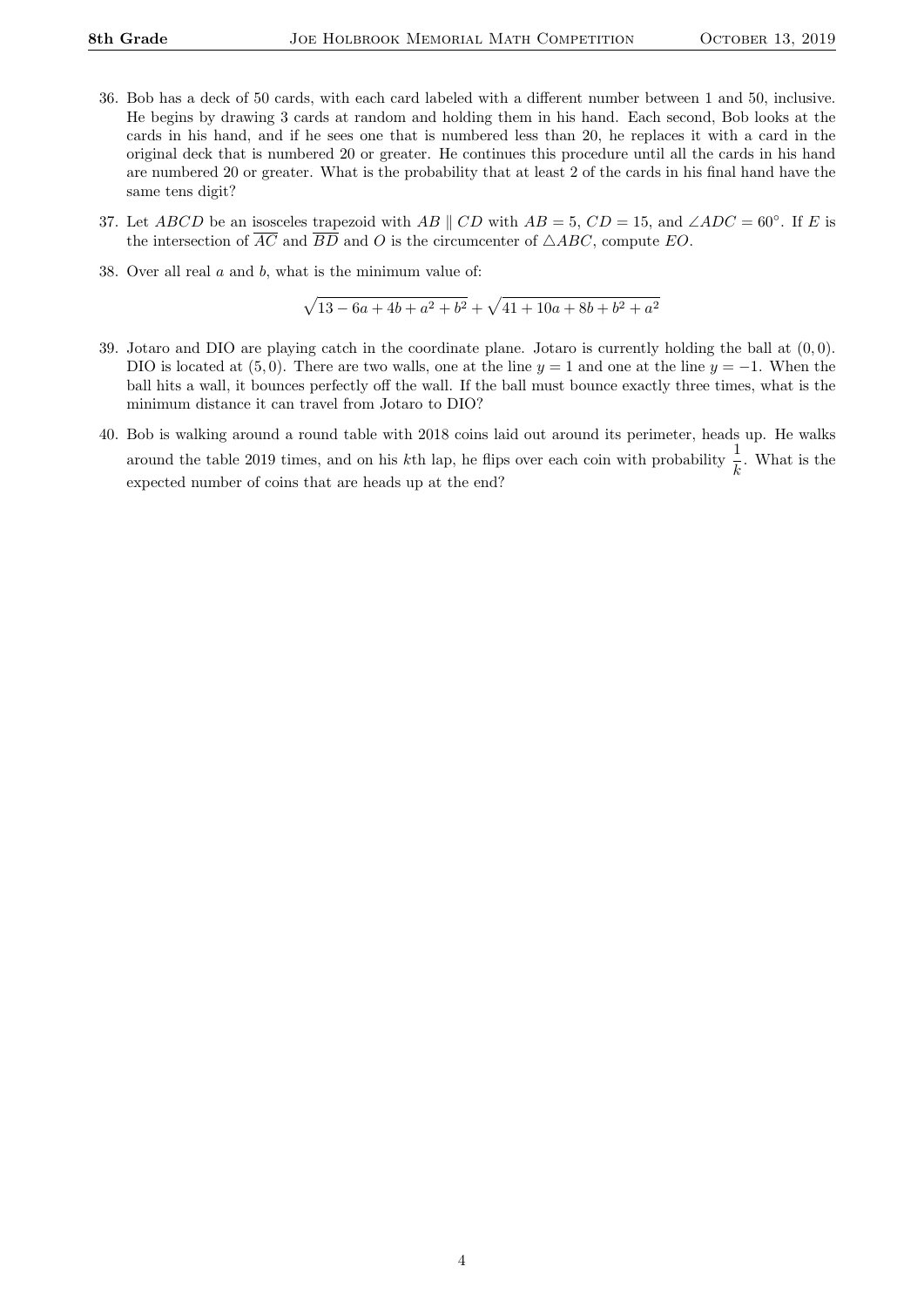36. Bob has a deck of 50 cards, with each card labeled with a different number between 1 and 50, inclusive. He begins by drawing 3 cards at random and holding them in his hand. Each second, Bob looks at the cards in his hand, and if he sees one that is numbered less than 20, he replaces it with a card in the original deck that is numbered 20 or greater. He continues this procedure until all the cards in his hand are numbered 20 or greater. What is the probability that at least 2 of the cards in his final hand have the same tens digit?

37. Let $ABCD$ be an isosceles trapezoid with $AB \parallel CD$ with $AB = 5$, $CD = 15$, and $\angle ADC = 60^\circ$. If $E$ is the intersection of $\overline{AC}$ and $\overline{BD}$ and $O$ is the circumcenter of $\triangle ABC$, compute $EO$.

38. Over all real $a$ and $b$, what is the minimum value of:

$$\sqrt{13 - 6a + 4b + a^2 + b^2} + \sqrt{41 + 10a + 8b + b^2 + a^2}$$

39. Jotaro and DIO are playing catch in the coordinate plane. Jotaro is currently holding the ball at $(0, 0)$. DIO is located at $(5, 0)$. There are two walls, one at the line $y = 1$ and one at the line $y = -1$. When the ball hits a wall, it bounces perfectly off the wall. If the ball must bounce exactly three times, what is the minimum distance it can travel from Jotaro to DIO?

40. Bob is walking around a round table with 2018 coins laid out around its perimeter, heads up. He walks around the table 2019 times, and on his $k$th lap, he flips over each coin with probability $\dfrac{1}{k}$. What is the expected number of coins that are heads up at the end?